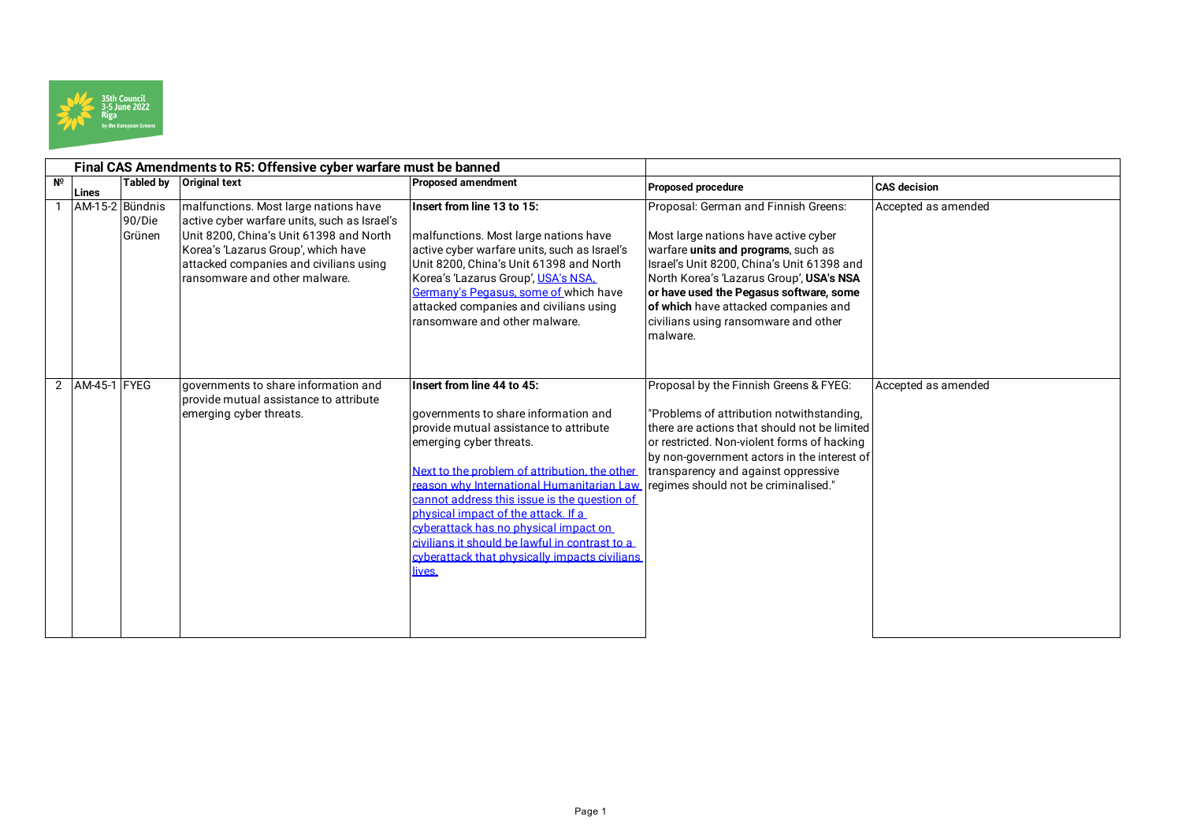## Final CAS Amendments to R5: Offensive cyber warfare must be banned

| Nº | Lines | Tabled by | Original text | Proposed amendment | Proposed procedure | CAS decision |
|---|---|---|---|---|---|---|
| 1 | AM-15-2 | Bündnis 90/Die Grünen | malfunctions. Most large nations have active cyber warfare units, such as Israel's Unit 8200, China's Unit 61398 and North Korea's 'Lazarus Group', which have attacked companies and civilians using ransomware and other malware. | **Insert from line 13 to 15:**<br><br>malfunctions. Most large nations have active cyber warfare units, such as Israel's Unit 8200, China's Unit 61398 and North Korea's 'Lazarus Group', USA's NSA, Germany's Pegasus, some of which have attacked companies and civilians using ransomware and other malware. | Proposal: German and Finnish Greens:<br><br>Most large nations have active cyber warfare **units and programs**, such as Israel's Unit 8200, China's Unit 61398 and North Korea's 'Lazarus Group', **USA's NSA or have used the Pegasus software, some of which** have attacked companies and civilians using ransomware and other malware. | Accepted as amended |
| 2 | AM-45-1 | FYEG | governments to share information and provide mutual assistance to attribute emerging cyber threats. | **Insert from line 44 to 45:**<br><br>governments to share information and provide mutual assistance to attribute emerging cyber threats.<br><br>Next to the problem of attribution, the other reason why International Humanitarian Law cannot address this issue is the question of physical impact of the attack. If a cyberattack has no physical impact on civilians it should be lawful in contrast to a cyberattack that physically impacts civilians lives. | Proposal by the Finnish Greens & FYEG:<br><br>"Problems of attribution notwithstanding, there are actions that should not be limited or restricted. Non-violent forms of hacking by non-government actors in the interest of transparency and against oppressive regimes should not be criminalised." | Accepted as amended |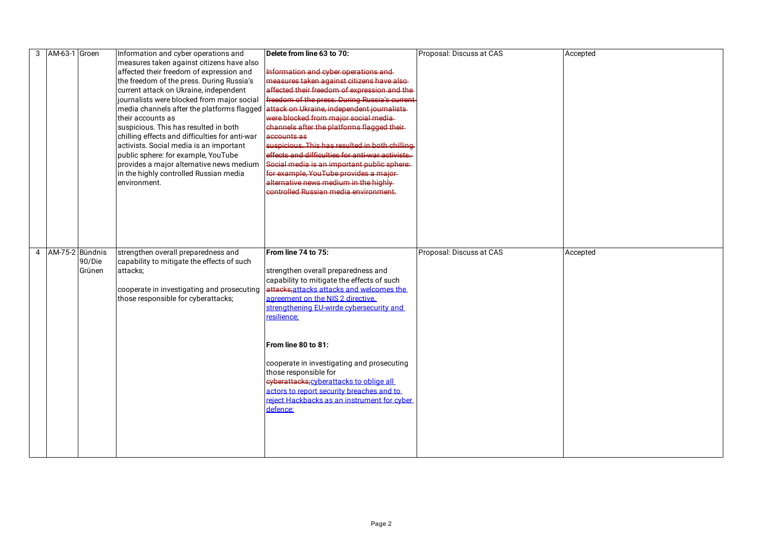| | | | | | | |
|---|---|---|---|---|---|---|
| 3 | AM-63-1 | Groen | Information and cyber operations and measures taken against citizens have also affected their freedom of expression and the freedom of the press. During Russia's current attack on Ukraine, independent journalists were blocked from major social media channels after the platforms flagged their accounts as suspicious. This has resulted in both chilling effects and difficulties for anti-war activists. Social media is an important public sphere: for example, YouTube provides a major alternative news medium in the highly controlled Russian media environment. | **Delete from line 63 to 70:**<br><br>~~Information and cyber operations and measures taken against citizens have also affected their freedom of expression and the freedom of the press. During Russia's current attack on Ukraine, independent journalists were blocked from major social media channels after the platforms flagged their accounts as suspicious. This has resulted in both chilling effects and difficulties for anti-war activists. Social media is an important public sphere: for example, YouTube provides a major alternative news medium in the highly controlled Russian media environment.~~ | Proposal: Discuss at CAS | Accepted |
| 4 | AM-75-2 | Bündnis 90/Die Grünen | strengthen overall preparedness and capability to mitigate the effects of such attacks;<br><br>cooperate in investigating and prosecuting those responsible for cyberattacks; | **From line 74 to 75:**<br><br>strengthen overall preparedness and capability to mitigate the effects of such ~~attacks;~~attacks attacks and welcomes the agreement on the NIS 2 directive, strengthening EU-wirde cybersecurity and resilience;<br><br>**From line 80 to 81:**<br><br>cooperate in investigating and prosecuting those responsible for ~~cyberattacks;~~cyberattacks to oblige all actors to report security breaches and to reject Hackbacks as an instrument for cyber defence; | Proposal: Discuss at CAS | Accepted |